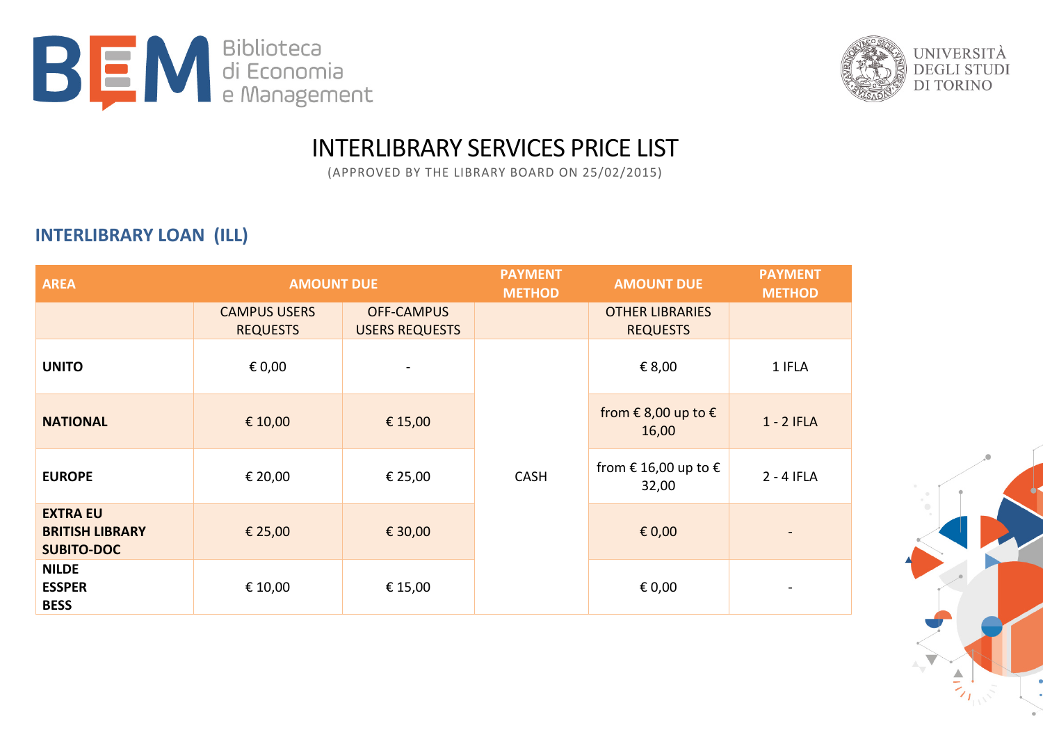# INTERLIBRARY SERVICES PRICE LIST

(APPROVED BY THE LIBRARY BOARD ON 25/02/2015)

## INTERLIBRARY LOAN (ILL)

| AREA | AMOUNT DUE | | PAYMENT METHOD | AMOUNT DUE | PAYMENT METHOD |
|---|---|---|---|---|---|
| | CAMPUS USERS REQUESTS | OFF-CAMPUS USERS REQUESTS | | OTHER LIBRARIES REQUESTS | |
| **UNITO** | € 0,00 | - | CASH | € 8,00 | 1 IFLA |
| **NATIONAL** | € 10,00 | € 15,00 | CASH | from € 8,00 up to € 16,00 | 1 - 2 IFLA |
| **EUROPE** | € 20,00 | € 25,00 | CASH | from € 16,00 up to € 32,00 | 2 - 4 IFLA |
| **EXTRA EU**<br>**BRITISH LIBRARY**<br>**SUBITO-DOC** | € 25,00 | € 30,00 | CASH | € 0,00 | - |
| **NILDE**<br>**ESSPER**<br>**BESS** | € 10,00 | € 15,00 | CASH | € 0,00 | - |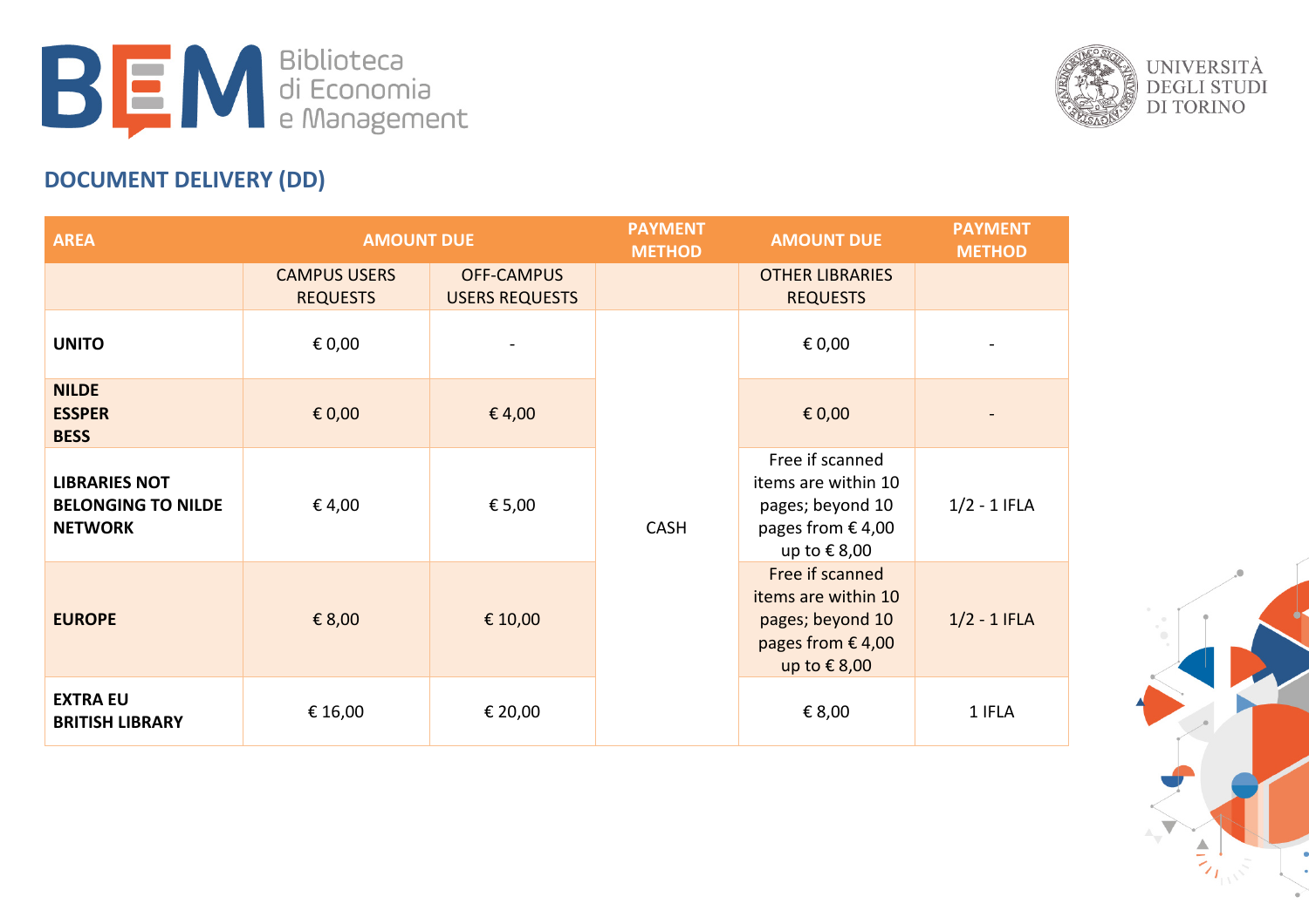## DOCUMENT DELIVERY (DD)

| AREA | AMOUNT DUE | | PAYMENT METHOD | AMOUNT DUE | PAYMENT METHOD |
|---|---|---|---|---|---|
| | CAMPUS USERS REQUESTS | OFF-CAMPUS USERS REQUESTS | | OTHER LIBRARIES REQUESTS | |
| **UNITO** | € 0,00 | - | CASH | € 0,00 | - |
| **NILDE ESSPER BESS** | € 0,00 | € 4,00 | | € 0,00 | - |
| **LIBRARIES NOT BELONGING TO NILDE NETWORK** | € 4,00 | € 5,00 | | Free if scanned items are within 10 pages; beyond 10 pages from € 4,00 up to € 8,00 | 1/2 - 1 IFLA |
| **EUROPE** | € 8,00 | € 10,00 | | Free if scanned items are within 10 pages; beyond 10 pages from € 4,00 up to € 8,00 | 1/2 - 1 IFLA |
| **EXTRA EU BRITISH LIBRARY** | € 16,00 | € 20,00 | | € 8,00 | 1 IFLA |